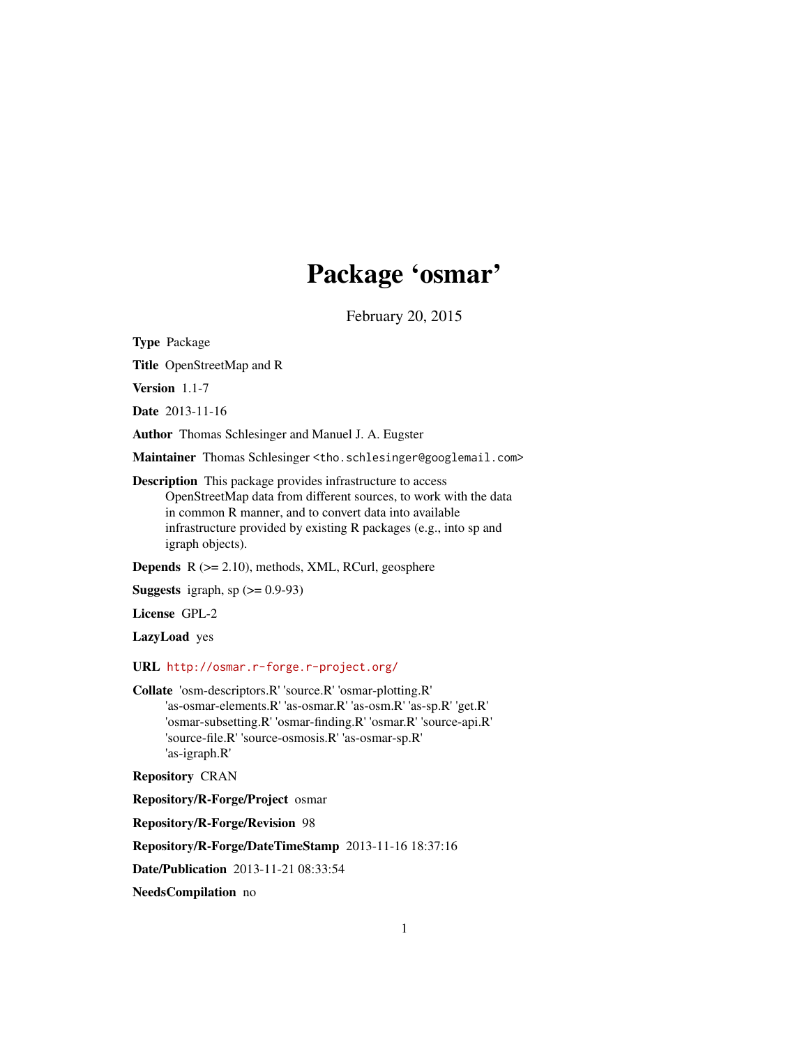# Package 'osmar'

February 20, 2015

**Type** Package

**Title** OpenStreetMap and R

**Version** 1.1-7

**Date** 2013-11-16

**Author** Thomas Schlesinger and Manuel J. A. Eugster

**Maintainer** Thomas Schlesinger <tho.schlesinger@googlemail.com>

**Description** This package provides infrastructure to access OpenStreetMap data from different sources, to work with the data in common R manner, and to convert data into available infrastructure provided by existing R packages (e.g., into sp and igraph objects).

**Depends** R (>= 2.10), methods, XML, RCurl, geosphere

**Suggests** igraph, sp (>= 0.9-93)

**License** GPL-2

**LazyLoad** yes

**URL** http://osmar.r-forge.r-project.org/

**Collate** 'osm-descriptors.R' 'source.R' 'osmar-plotting.R' 'as-osmar-elements.R' 'as-osmar.R' 'as-osm.R' 'as-sp.R' 'get.R' 'osmar-subsetting.R' 'osmar-finding.R' 'osmar.R' 'source-api.R' 'source-file.R' 'source-osmosis.R' 'as-osmar-sp.R' 'as-igraph.R'

**Repository** CRAN

**Repository/R-Forge/Project** osmar

**Repository/R-Forge/Revision** 98

**Repository/R-Forge/DateTimeStamp** 2013-11-16 18:37:16

**Date/Publication** 2013-11-21 08:33:54

**NeedsCompilation** no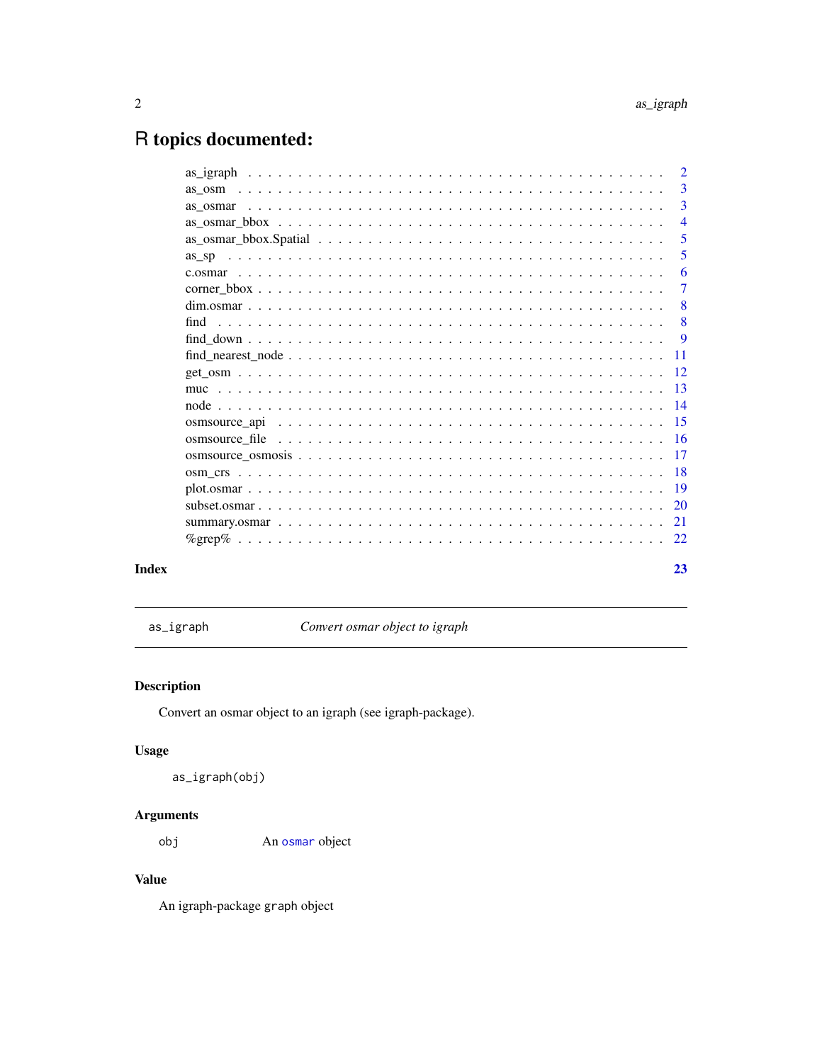# R topics documented:

| | |
|---|---|
| as_igraph | 2 |
| as_osm | 3 |
| as_osmar | 3 |
| as_osmar_bbox | 4 |
| as_osmar_bbox.Spatial | 5 |
| as_sp | 5 |
| c.osmar | 6 |
| corner_bbox | 7 |
| dim.osmar | 8 |
| find | 8 |
| find_down | 9 |
| find_nearest_node | 11 |
| get_osm | 12 |
| muc | 13 |
| node | 14 |
| osmsource_api | 15 |
| osmsource_file | 16 |
| osmsource_osmosis | 17 |
| osm_crs | 18 |
| plot.osmar | 19 |
| subset.osmar | 20 |
| summary.osmar | 21 |
| %grep% | 22 |
| **Index** | **23** |

---

`as_igraph` — *Convert osmar object to igraph*

---

## Description

Convert an osmar object to an igraph (see igraph-package).

## Usage

```
as_igraph(obj)
```

## Arguments

| | |
|---|---|
| `obj` | An `osmar` object |

## Value

An igraph-package `graph` object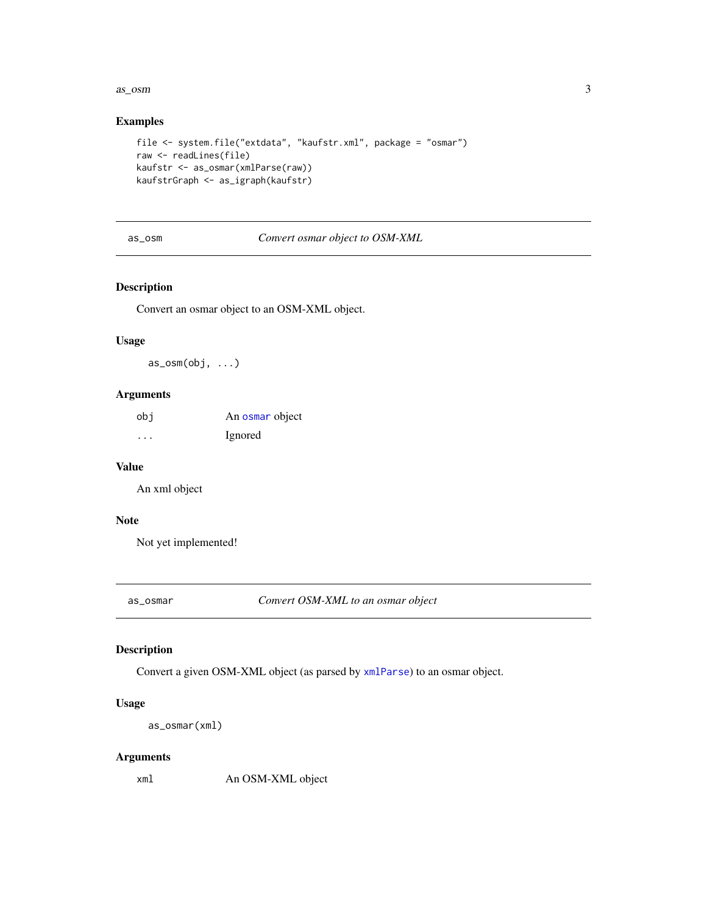## Examples

```
file <- system.file("extdata", "kaufstr.xml", package = "osmar")
raw <- readLines(file)
kaufstr <- as_osmar(xmlParse(raw))
kaufstrGraph <- as_igraph(kaufstr)
```

---

# as_osm    *Convert osmar object to OSM-XML*

## Description

Convert an osmar object to an OSM-XML object.

## Usage

```
as_osm(obj, ...)
```

## Arguments

| | |
|---|---|
| obj | An osmar object |
| ... | Ignored |

## Value

An xml object

## Note

Not yet implemented!

---

# as_osmar    *Convert OSM-XML to an osmar object*

## Description

Convert a given OSM-XML object (as parsed by xmlParse) to an osmar object.

## Usage

```
as_osmar(xml)
```

## Arguments

| | |
|---|---|
| xml | An OSM-XML object |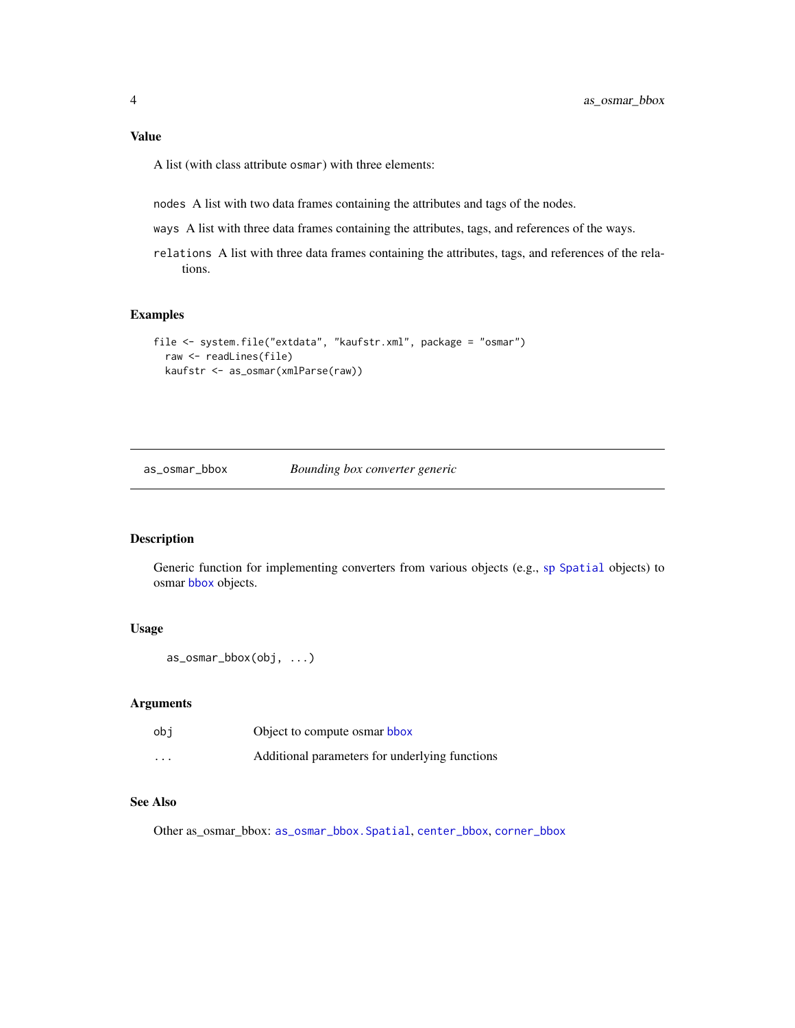### Value

A list (with class attribute `osmar`) with three elements:

- `nodes` A list with two data frames containing the attributes and tags of the nodes.
- `ways` A list with three data frames containing the attributes, tags, and references of the ways.
- `relations` A list with three data frames containing the attributes, tags, and references of the relations.

### Examples

```
file <- system.file("extdata", "kaufstr.xml", package = "osmar")
  raw <- readLines(file)
  kaufstr <- as_osmar(xmlParse(raw))
```

---

## as_osmar_bbox *Bounding box converter generic*

---

### Description

Generic function for implementing converters from various objects (e.g., sp `Spatial` objects) to osmar `bbox` objects.

### Usage

```
as_osmar_bbox(obj, ...)
```

### Arguments

| | |
|---|---|
| `obj` | Object to compute osmar `bbox` |
| `...` | Additional parameters for underlying functions |

### See Also

Other as_osmar_bbox: `as_osmar_bbox.Spatial`, `center_bbox`, `corner_bbox`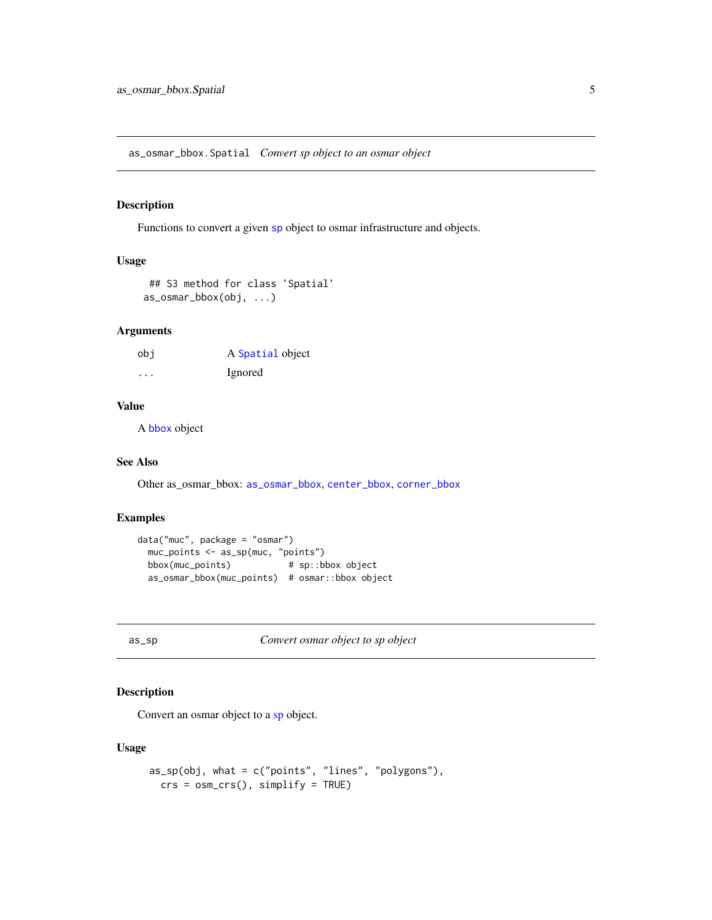## as_osmar_bbox.Spatial    *Convert sp object to an osmar object*

### Description

Functions to convert a given sp object to osmar infrastructure and objects.

### Usage

```
## S3 method for class 'Spatial'
as_osmar_bbox(obj, ...)
```

### Arguments

| | |
|---|---|
| obj | A Spatial object |
| ... | Ignored |

### Value

A bbox object

### See Also

Other as_osmar_bbox: as_osmar_bbox, center_bbox, corner_bbox

### Examples

```
data("muc", package = "osmar")
  muc_points <- as_sp(muc, "points")
  bbox(muc_points)           # sp::bbox object
  as_osmar_bbox(muc_points)  # osmar::bbox object
```

## as_sp    *Convert osmar object to sp object*

### Description

Convert an osmar object to a sp object.

### Usage

```
as_sp(obj, what = c("points", "lines", "polygons"),
  crs = osm_crs(), simplify = TRUE)
```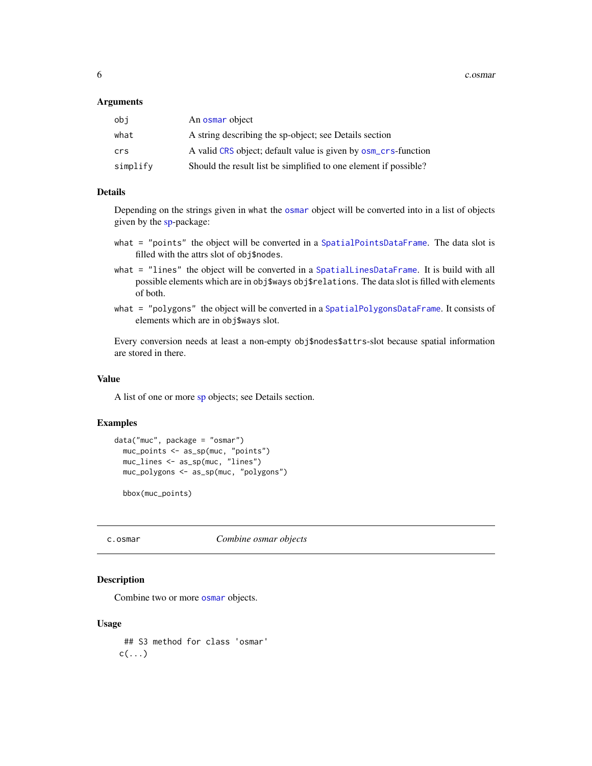### Arguments

| | |
|---|---|
| `obj` | An `osmar` object |
| `what` | A string describing the sp-object; see Details section |
| `crs` | A valid `CRS` object; default value is given by `osm_crs`-function |
| `simplify` | Should the result list be simplified to one element if possible? |

### Details

Depending on the strings given in `what` the `osmar` object will be converted into in a list of objects given by the `sp`-package:

- `what = "points"` the object will be converted in a `SpatialPointsDataFrame`. The data slot is filled with the attrs slot of `obj$nodes`.
- `what = "lines"` the object will be converted in a `SpatialLinesDataFrame`. It is build with all possible elements which are in `obj$ways` `obj$relations`. The data slot is filled with elements of both.
- `what = "polygons"` the object will be converted in a `SpatialPolygonsDataFrame`. It consists of elements which are in `obj$ways` slot.

Every conversion needs at least a non-empty `obj$nodes$attrs`-slot because spatial information are stored in there.

### Value

A list of one or more `sp` objects; see Details section.

### Examples

```
data("muc", package = "osmar")
  muc_points <- as_sp(muc, "points")
  muc_lines <- as_sp(muc, "lines")
  muc_polygons <- as_sp(muc, "polygons")

  bbox(muc_points)
```

---

## c.osmar — *Combine osmar objects*

---

### Description

Combine two or more `osmar` objects.

### Usage

```
 ## S3 method for class 'osmar'
c(...)
```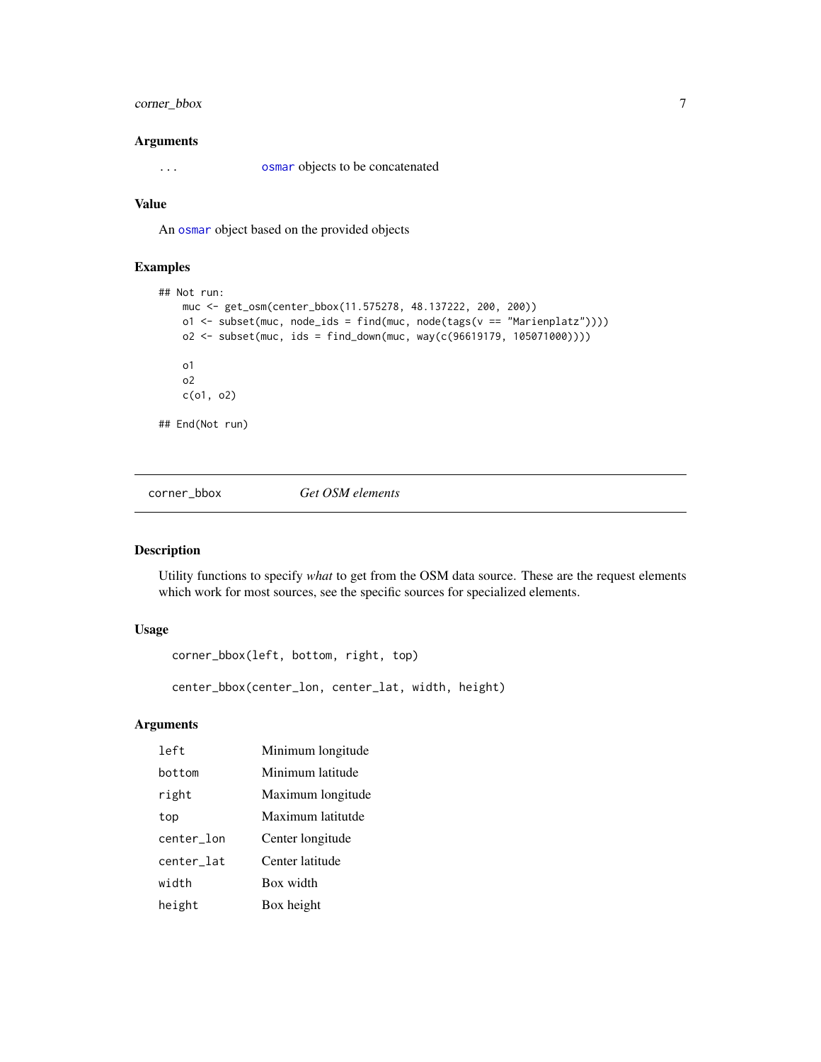### Arguments

| | |
|---|---|
| ... | osmar objects to be concatenated |

### Value

An osmar object based on the provided objects

### Examples

```
## Not run:
    muc <- get_osm(center_bbox(11.575278, 48.137222, 200, 200))
    o1 <- subset(muc, node_ids = find(muc, node(tags(v == "Marienplatz"))))
    o2 <- subset(muc, ids = find_down(muc, way(c(96619179, 105071000))))

    o1
    o2
    c(o1, o2)

## End(Not run)
```

---

## corner_bbox    *Get OSM elements*

### Description

Utility functions to specify *what* to get from the OSM data source. These are the request elements which work for most sources, see the specific sources for specialized elements.

### Usage

```
corner_bbox(left, bottom, right, top)

center_bbox(center_lon, center_lat, width, height)
```

### Arguments

| | |
|---|---|
| left | Minimum longitude |
| bottom | Minimum latitude |
| right | Maximum longitude |
| top | Maximum latitutde |
| center_lon | Center longitude |
| center_lat | Center latitude |
| width | Box width |
| height | Box height |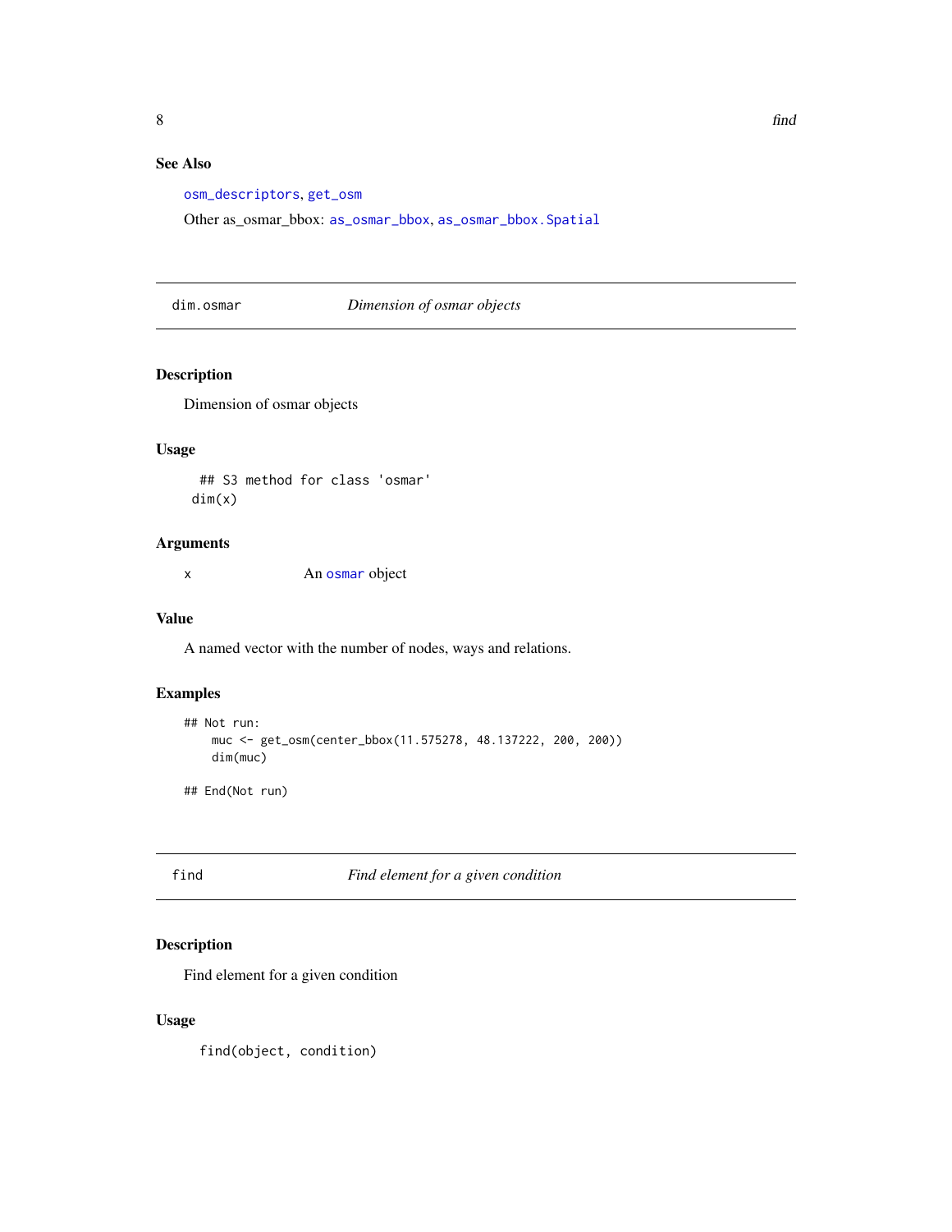### See Also

osm_descriptors, get_osm

Other as_osmar_bbox: as_osmar_bbox, as_osmar_bbox.Spatial

---

## dim.osmar — *Dimension of osmar objects*

### Description

Dimension of osmar objects

### Usage

```
## S3 method for class 'osmar'
dim(x)
```

### Arguments

| | |
|---|---|
| x | An osmar object |

### Value

A named vector with the number of nodes, ways and relations.

### Examples

```
## Not run:
    muc <- get_osm(center_bbox(11.575278, 48.137222, 200, 200))
    dim(muc)

## End(Not run)
```

---

## find — *Find element for a given condition*

### Description

Find element for a given condition

### Usage

```
find(object, condition)
```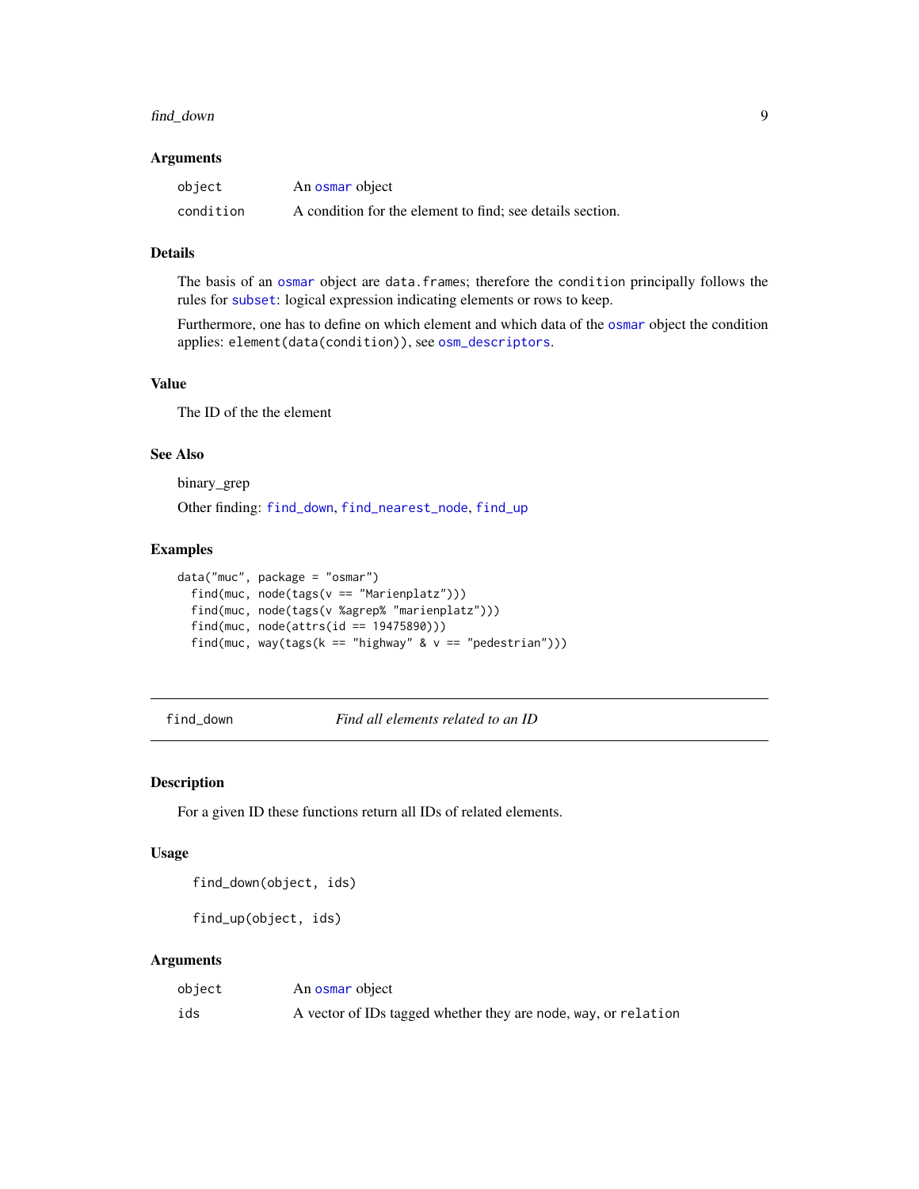### Arguments

| | |
|---|---|
| object | An osmar object |
| condition | A condition for the element to find; see details section. |

### Details

The basis of an osmar object are `data.frames`; therefore the `condition` principally follows the rules for subset: logical expression indicating elements or rows to keep.

Furthermore, one has to define on which element and which data of the osmar object the condition applies: `element(data(condition))`, see osm_descriptors.

### Value

The ID of the the element

### See Also

binary_grep

Other finding: find_down, find_nearest_node, find_up

### Examples

```
data("muc", package = "osmar")
  find(muc, node(tags(v == "Marienplatz")))
  find(muc, node(tags(v %agrep% "marienplatz")))
  find(muc, node(attrs(id == 19475890)))
  find(muc, way(tags(k == "highway" & v == "pedestrian")))
```

---

## find_down — *Find all elements related to an ID*

### Description

For a given ID these functions return all IDs of related elements.

### Usage

```
find_down(object, ids)

find_up(object, ids)
```

### Arguments

| | |
|---|---|
| object | An osmar object |
| ids | A vector of IDs tagged whether they are `node`, `way`, or `relation` |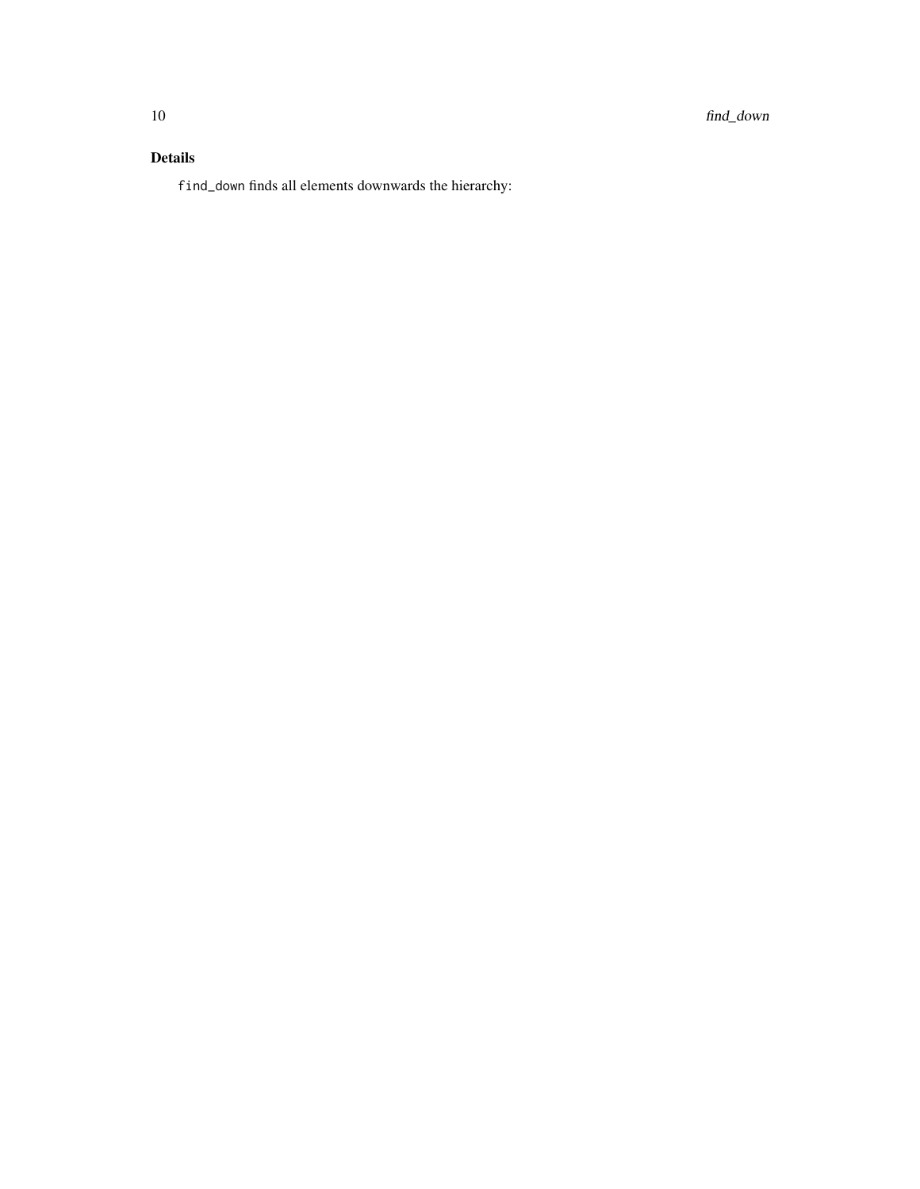## Details

`find_down` finds all elements downwards the hierarchy: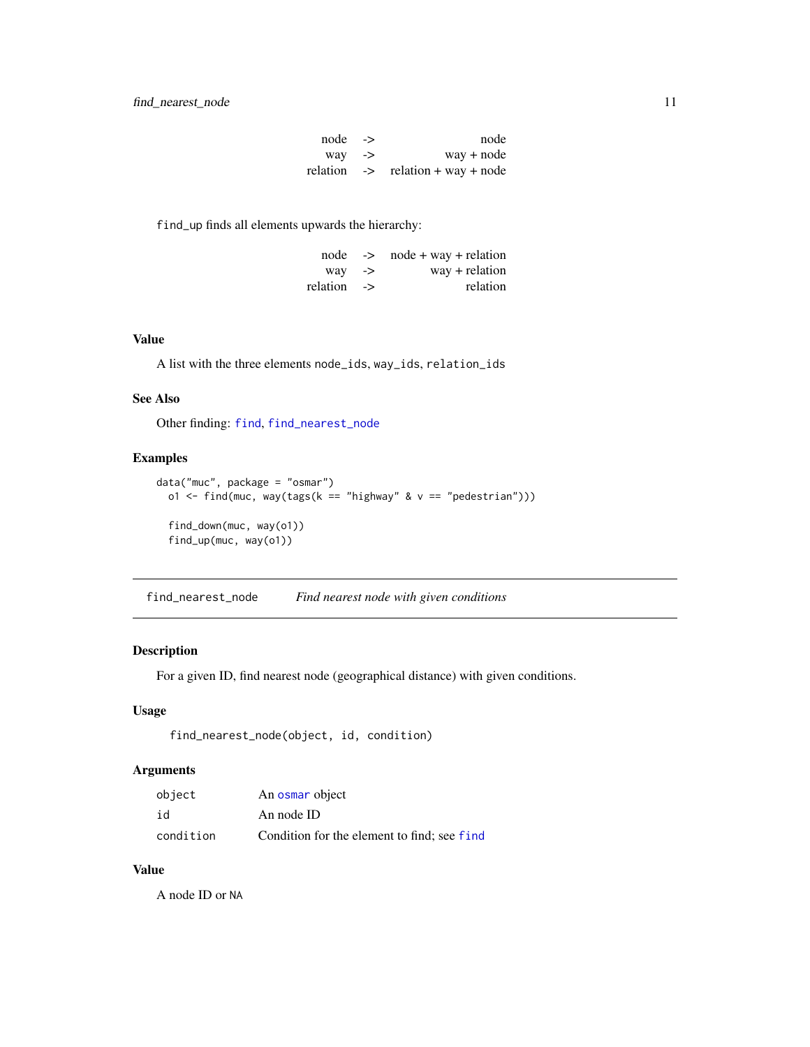| | | |
|---|---|---|
| node | -> | node |
| way | -> | way + node |
| relation | -> | relation + way + node |

find_up finds all elements upwards the hierarchy:

| | | |
|---|---|---|
| node | -> | node + way + relation |
| way | -> | way + relation |
| relation | -> | relation |

### Value

A list with the three elements node_ids, way_ids, relation_ids

### See Also

Other finding: find, find_nearest_node

### Examples

```
data("muc", package = "osmar")
  o1 <- find(muc, way(tags(k == "highway" & v == "pedestrian")))

  find_down(muc, way(o1))
  find_up(muc, way(o1))
```

---

## find_nearest_node *Find nearest node with given conditions*

---

### Description

For a given ID, find nearest node (geographical distance) with given conditions.

### Usage

```
find_nearest_node(object, id, condition)
```

### Arguments

| | |
|---|---|
| object | An osmar object |
| id | An node ID |
| condition | Condition for the element to find; see find |

### Value

A node ID or NA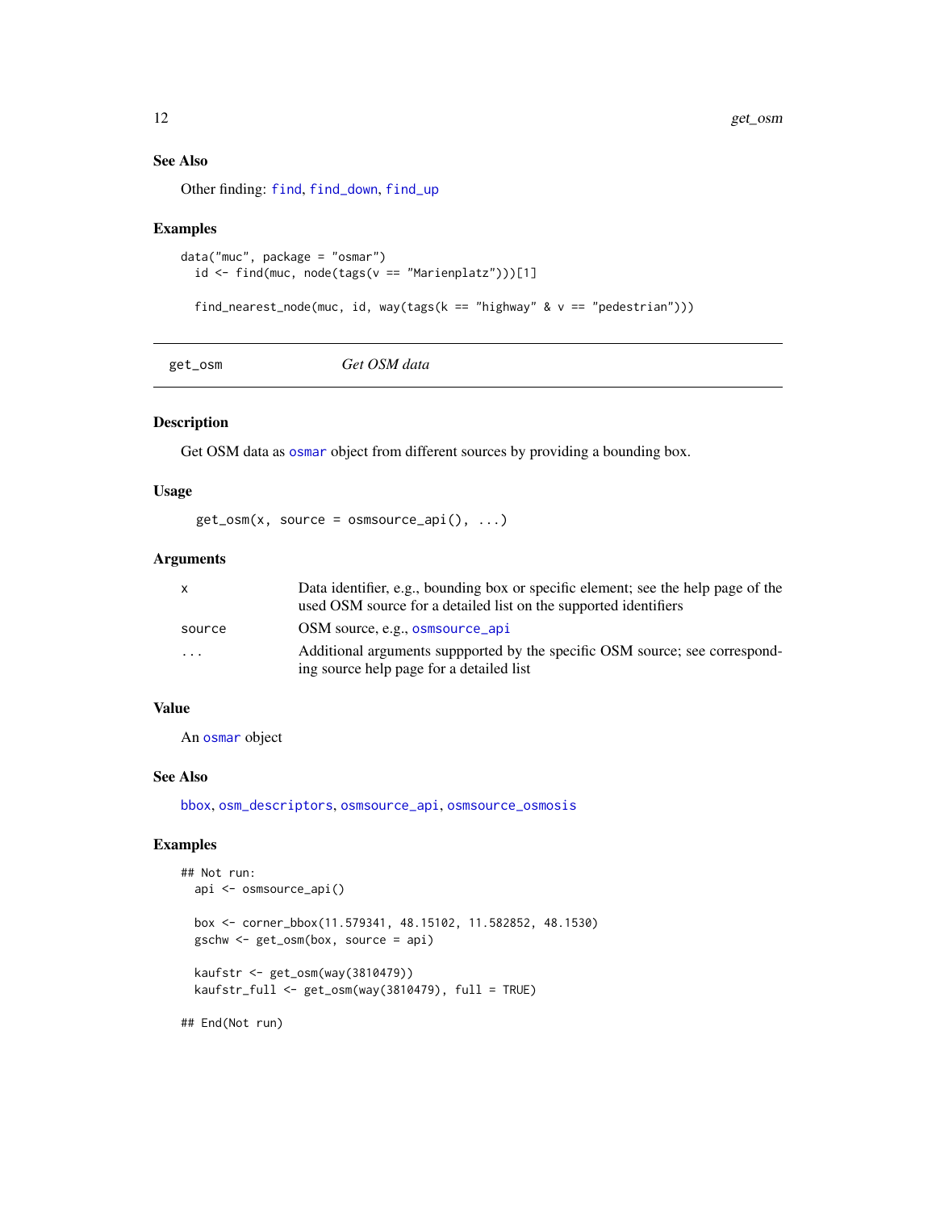### See Also

Other finding: find, find_down, find_up

### Examples

```
data("muc", package = "osmar")
  id <- find(muc, node(tags(v == "Marienplatz")))[1]

  find_nearest_node(muc, id, way(tags(k == "highway" & v == "pedestrian")))
```

---

## get_osm — *Get OSM data*

---

### Description

Get OSM data as osmar object from different sources by providing a bounding box.

### Usage

```
get_osm(x, source = osmsource_api(), ...)
```

### Arguments

| | |
|---|---|
| x | Data identifier, e.g., bounding box or specific element; see the help page of the used OSM source for a detailed list on the supported identifiers |
| source | OSM source, e.g., osmsource_api |
| ... | Additional arguments suppported by the specific OSM source; see corresponding source help page for a detailed list |

### Value

An osmar object

### See Also

bbox, osm_descriptors, osmsource_api, osmsource_osmosis

### Examples

```
## Not run:
  api <- osmsource_api()

  box <- corner_bbox(11.579341, 48.15102, 11.582852, 48.1530)
  gschw <- get_osm(box, source = api)

  kaufstr <- get_osm(way(3810479))
  kaufstr_full <- get_osm(way(3810479), full = TRUE)

## End(Not run)
```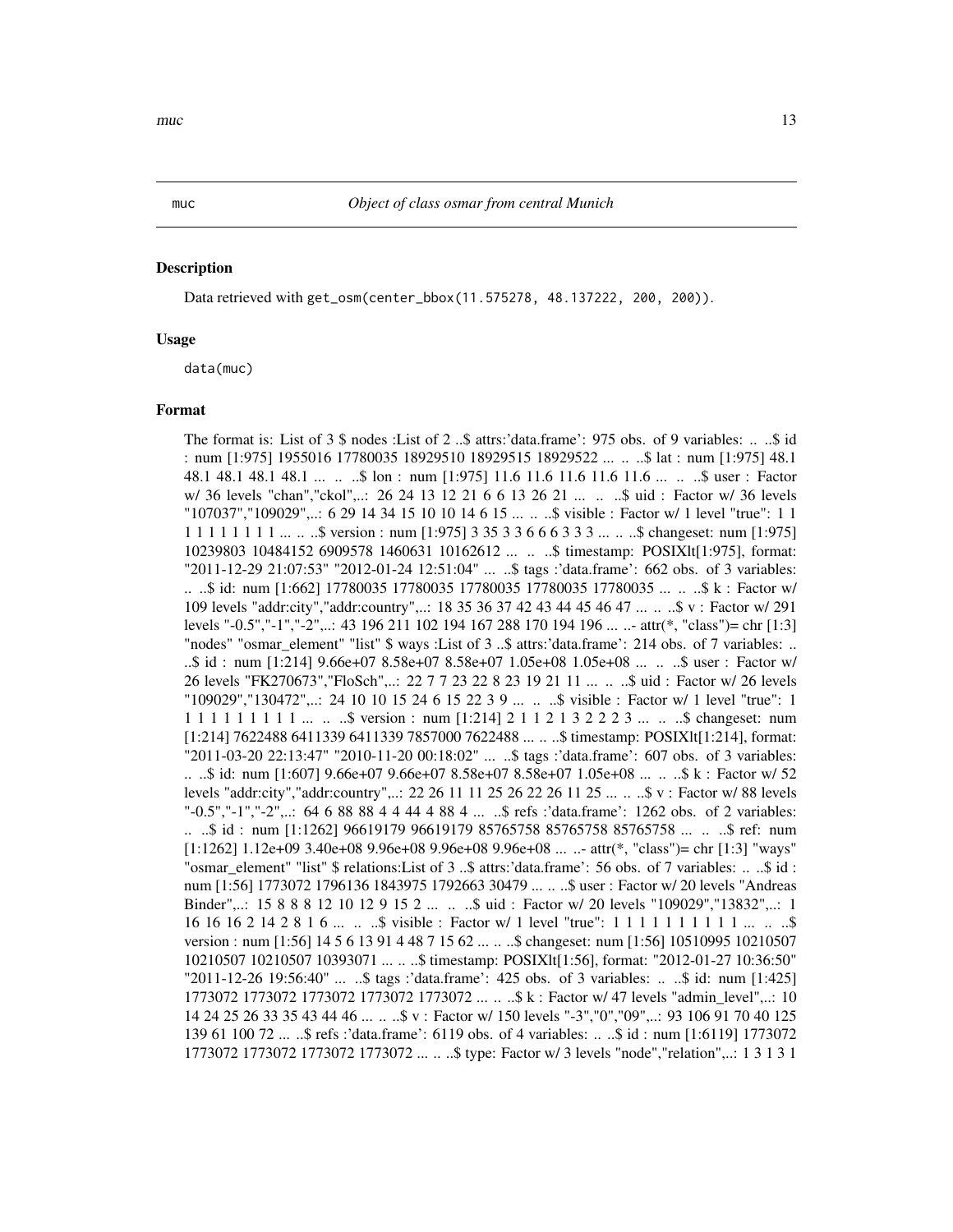muc *Object of class osmar from central Munich*

## Description

Data retrieved with `get_osm(center_bbox(11.575278, 48.137222, 200, 200))`.

## Usage

```
data(muc)
```

## Format

The format is: List of 3 $ nodes :List of 2 ..$ attrs:'data.frame': 975 obs. of 9 variables: .. ..$ id : num [1:975] 1955016 17780035 18929510 18929515 18929522 ... .. ..$ lat : num [1:975] 48.1 48.1 48.1 48.1 48.1 ... .. ..$ lon : num [1:975] 11.6 11.6 11.6 11.6 11.6 ... .. ..$ user : Factor w/ 36 levels "chan","ckol",..: 26 24 13 12 21 6 6 13 26 21 ... .. ..$ uid : Factor w/ 36 levels "107037","109029",..: 6 29 14 34 15 10 10 14 6 15 ... .. ..$ visible : Factor w/ 1 level "true": 1 1 1 1 1 1 1 1 1 1 ... .. ..$ version : num [1:975] 3 35 3 3 6 6 6 3 3 3 ... .. ..$ changeset: num [1:975] 10239803 10484152 6909578 1460631 10162612 ... .. ..$ timestamp: POSIXlt[1:975], format: "2011-12-29 21:07:53" "2012-01-24 12:51:04" ... ..$ tags :'data.frame': 662 obs. of 3 variables: .. ..$ id: num [1:662] 17780035 17780035 17780035 17780035 17780035 ... .. ..$ k : Factor w/ 109 levels "addr:city","addr:country",..: 18 35 36 37 42 43 44 45 46 47 ... .. ..$ v : Factor w/ 291 levels "-0.5","-1","-2",..: 43 196 211 102 194 167 288 170 194 196 ... ..- attr(*, "class")= chr [1:3] "nodes" "osmar_element" "list" $ ways :List of 3 ..$ attrs:'data.frame': 214 obs. of 7 variables: .. ..$ id : num [1:214] 9.66e+07 8.58e+07 8.58e+07 1.05e+08 1.05e+08 ... .. ..$ user : Factor w/ 26 levels "FK270673","FloSch",..: 22 7 7 23 22 8 23 19 21 11 ... .. ..$ uid : Factor w/ 26 levels "109029","130472",..: 24 10 10 15 24 6 15 22 3 9 ... .. ..$ visible : Factor w/ 1 level "true": 1 1 1 1 1 1 1 1 1 1 ... .. ..$ version : num [1:214] 2 1 1 2 1 3 2 2 2 3 ... .. ..$ changeset: num [1:214] 7622488 6411339 6411339 7857000 7622488 ... .. ..$ timestamp: POSIXlt[1:214], format: "2011-03-20 22:13:47" "2010-11-20 00:18:02" ... ..$ tags :'data.frame': 607 obs. of 3 variables: .. ..$ id: num [1:607] 9.66e+07 9.66e+07 8.58e+07 8.58e+07 1.05e+08 ... .. ..$ k : Factor w/ 52 levels "addr:city","addr:country",..: 22 26 11 11 25 26 22 26 11 25 ... .. ..$ v : Factor w/ 88 levels "-0.5","-1","-2",..: 64 6 88 88 4 4 44 4 88 4 ... ..$ refs :'data.frame': 1262 obs. of 2 variables: .. ..$ id : num [1:1262] 96619179 96619179 85765758 85765758 85765758 ... .. ..$ ref: num [1:1262] 1.12e+09 3.40e+08 9.96e+08 9.96e+08 9.96e+08 ... ..- attr(*, "class")= chr [1:3] "ways" "osmar_element" "list" $ relations:List of 3 ..$ attrs:'data.frame': 56 obs. of 7 variables: .. ..$ id : num [1:56] 1773072 1796136 1843975 1792663 30479 ... .. ..$ user : Factor w/ 20 levels "Andreas Binder",..: 15 8 8 8 12 10 12 9 15 2 ... .. ..$ uid : Factor w/ 20 levels "109029","13832",..: 1 16 16 16 2 14 2 8 1 6 ... .. ..$ visible : Factor w/ 1 level "true": 1 1 1 1 1 1 1 1 1 1 ... .. ..$ version : num [1:56] 14 5 6 13 91 4 48 7 15 62 ... .. ..$ changeset: num [1:56] 10510995 10210507 10210507 10210507 10393071 ... .. ..$ timestamp: POSIXlt[1:56], format: "2012-01-27 10:36:50" "2011-12-26 19:56:40" ... ..$ tags :'data.frame': 425 obs. of 3 variables: .. ..$ id: num [1:425] 1773072 1773072 1773072 1773072 1773072 ... .. ..$ k : Factor w/ 47 levels "admin_level",..: 10 14 24 25 26 33 35 43 44 46 ... .. ..$ v : Factor w/ 150 levels "-3","0","09",..: 93 106 91 70 40 125 139 61 100 72 ... ..$ refs :'data.frame': 6119 obs. of 4 variables: .. ..$ id : num [1:6119] 1773072 1773072 1773072 1773072 1773072 ... .. ..$ type: Factor w/ 3 levels "node","relation",..: 1 3 1 3 1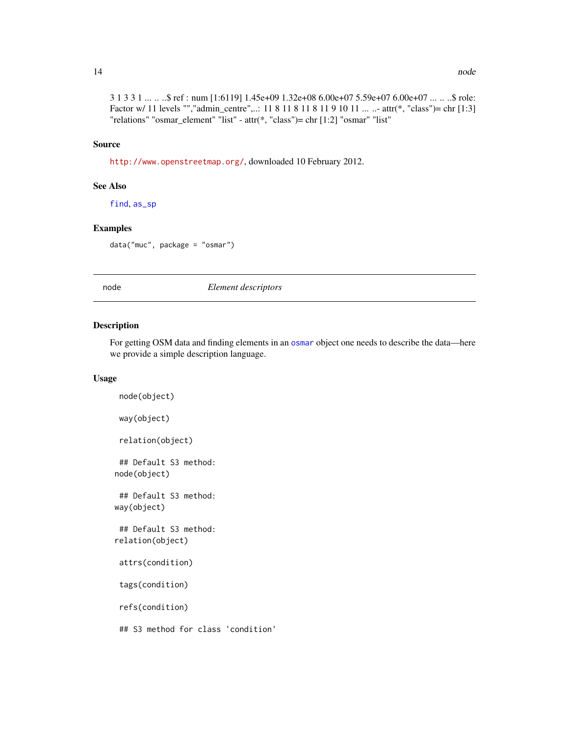3 1 3 3 1 ... .. ..$ ref : num [1:6119] 1.45e+09 1.32e+08 6.00e+07 5.59e+07 6.00e+07 ... .. ..$ role: Factor w/ 11 levels "","admin_centre",..: 11 8 11 8 11 8 11 9 10 11 ... ..- attr(*, "class")= chr [1:3] "relations" "osmar_element" "list" - attr(*, "class")= chr [1:2] "osmar" "list"

### Source

http://www.openstreetmap.org/, downloaded 10 February 2012.

### See Also

find, as_sp

### Examples

```
data("muc", package = "osmar")
```

---

## node — *Element descriptors*

### Description

For getting OSM data and finding elements in an osmar object one needs to describe the data—here we provide a simple description language.

### Usage

```
node(object)

way(object)

relation(object)

## Default S3 method:
node(object)

## Default S3 method:
way(object)

## Default S3 method:
relation(object)

attrs(condition)

tags(condition)

refs(condition)

## S3 method for class 'condition'
```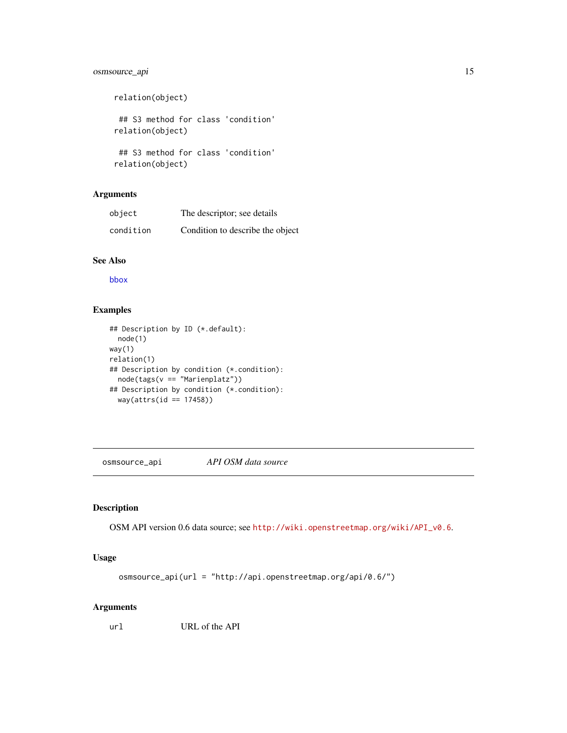```
relation(object)

 ## S3 method for class 'condition'
relation(object)

 ## S3 method for class 'condition'
relation(object)
```

### Arguments

| | |
|---|---|
| object | The descriptor; see details |
| condition | Condition to describe the object |

### See Also

bbox

### Examples

```
## Description by ID (*.default):
  node(1)
way(1)
relation(1)
## Description by condition (*.condition):
  node(tags(v == "Marienplatz"))
## Description by condition (*.condition):
  way(attrs(id == 17458))
```

---

## osmsource_api    *API OSM data source*

---

### Description

OSM API version 0.6 data source; see http://wiki.openstreetmap.org/wiki/API_v0.6.

### Usage

```
osmsource_api(url = "http://api.openstreetmap.org/api/0.6/")
```

### Arguments

| | |
|---|---|
| url | URL of the API |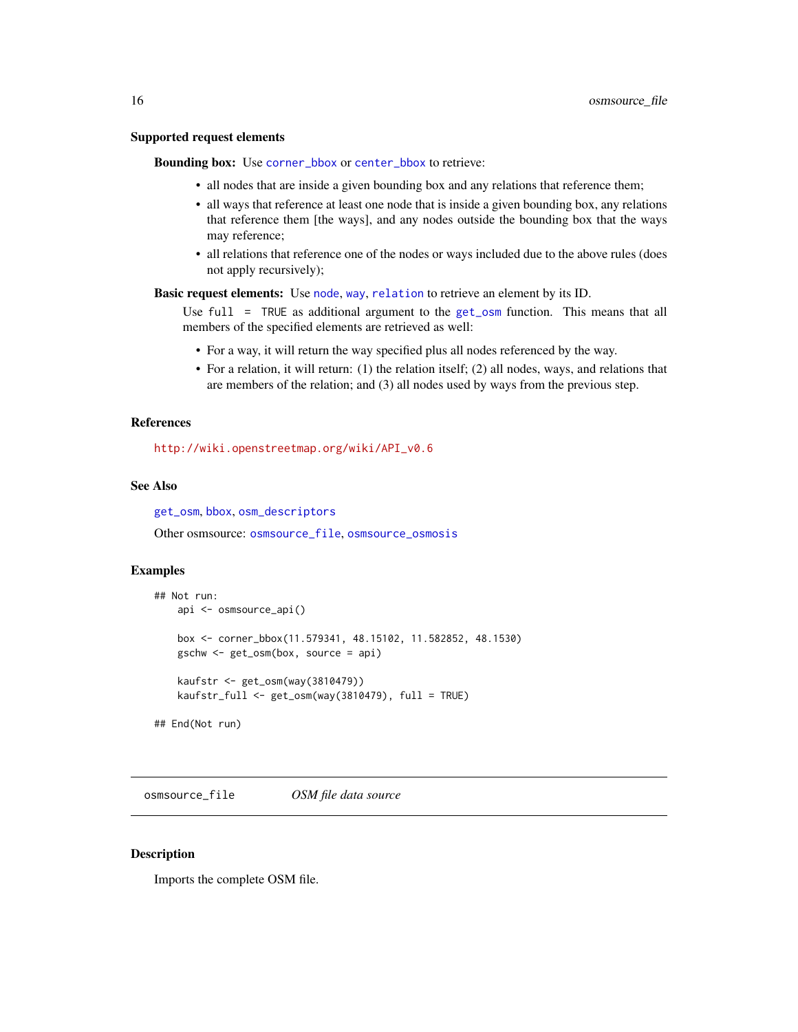### Supported request elements

**Bounding box:** Use `corner_bbox` or `center_bbox` to retrieve:

- all nodes that are inside a given bounding box and any relations that reference them;
- all ways that reference at least one node that is inside a given bounding box, any relations that reference them [the ways], and any nodes outside the bounding box that the ways may reference;
- all relations that reference one of the nodes or ways included due to the above rules (does not apply recursively);

**Basic request elements:** Use `node`, `way`, `relation` to retrieve an element by its ID.

Use `full = TRUE` as additional argument to the `get_osm` function. This means that all members of the specified elements are retrieved as well:

- For a way, it will return the way specified plus all nodes referenced by the way.
- For a relation, it will return: (1) the relation itself; (2) all nodes, ways, and relations that are members of the relation; and (3) all nodes used by ways from the previous step.

### References

http://wiki.openstreetmap.org/wiki/API_v0.6

### See Also

`get_osm`, `bbox`, `osm_descriptors`

Other osmsource: `osmsource_file`, `osmsource_osmosis`

### Examples

```
## Not run:
    api <- osmsource_api()

    box <- corner_bbox(11.579341, 48.15102, 11.582852, 48.1530)
    gschw <- get_osm(box, source = api)

    kaufstr <- get_osm(way(3810479))
    kaufstr_full <- get_osm(way(3810479), full = TRUE)

## End(Not run)
```

---

## `osmsource_file` — *OSM file data source*

### Description

Imports the complete OSM file.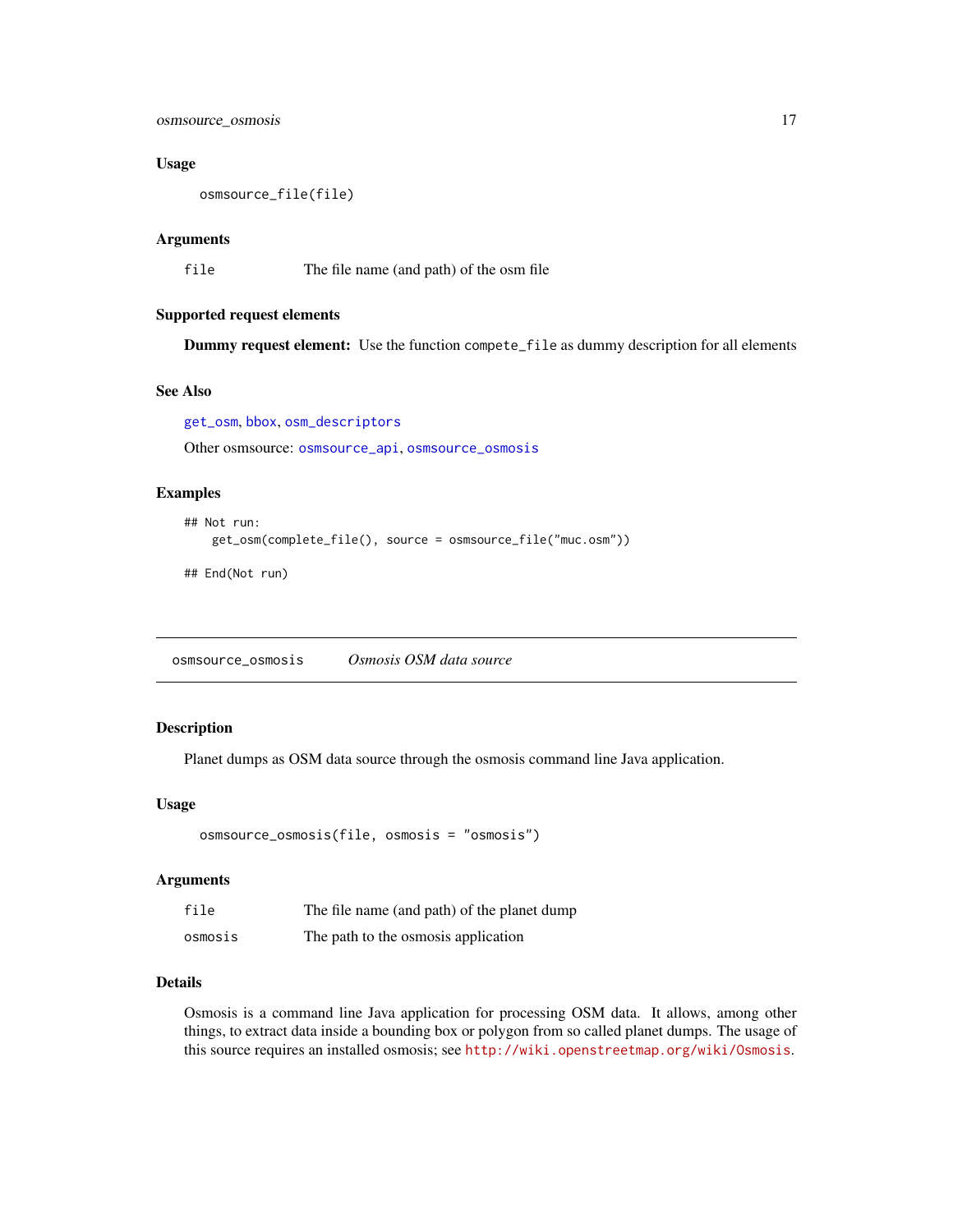### Usage

```
osmsource_file(file)
```

### Arguments

| | |
|---|---|
| file | The file name (and path) of the osm file |

### Supported request elements

**Dummy request element:** Use the function compete_file as dummy description for all elements

### See Also

get_osm, bbox, osm_descriptors

Other osmsource: osmsource_api, osmsource_osmosis

### Examples

```
## Not run:
    get_osm(complete_file(), source = osmsource_file("muc.osm"))

## End(Not run)
```

---

## osmsource_osmosis *Osmosis OSM data source*

### Description

Planet dumps as OSM data source through the osmosis command line Java application.

### Usage

```
osmsource_osmosis(file, osmosis = "osmosis")
```

### Arguments

| | |
|---|---|
| file | The file name (and path) of the planet dump |
| osmosis | The path to the osmosis application |

### Details

Osmosis is a command line Java application for processing OSM data. It allows, among other things, to extract data inside a bounding box or polygon from so called planet dumps. The usage of this source requires an installed osmosis; see http://wiki.openstreetmap.org/wiki/Osmosis.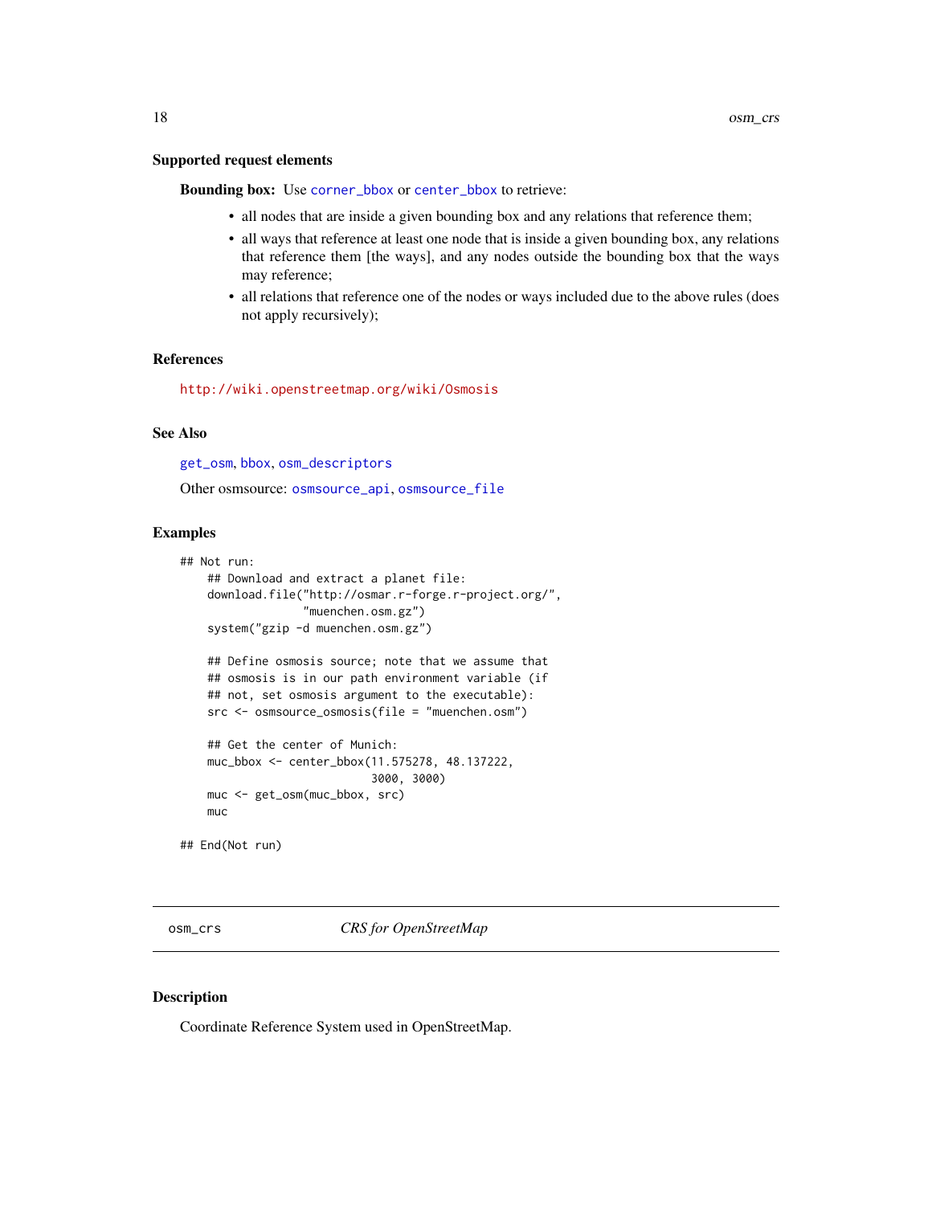### Supported request elements

**Bounding box:** Use corner_bbox or center_bbox to retrieve:

- all nodes that are inside a given bounding box and any relations that reference them;
- all ways that reference at least one node that is inside a given bounding box, any relations that reference them [the ways], and any nodes outside the bounding box that the ways may reference;
- all relations that reference one of the nodes or ways included due to the above rules (does not apply recursively);

### References

http://wiki.openstreetmap.org/wiki/Osmosis

### See Also

get_osm, bbox, osm_descriptors

Other osmsource: osmsource_api, osmsource_file

### Examples

```
## Not run:
    ## Download and extract a planet file:
    download.file("http://osmar.r-forge.r-project.org/",
                  "muenchen.osm.gz")
    system("gzip -d muenchen.osm.gz")

    ## Define osmosis source; note that we assume that
    ## osmosis is in our path environment variable (if
    ## not, set osmosis argument to the executable):
    src <- osmsource_osmosis(file = "muenchen.osm")

    ## Get the center of Munich:
    muc_bbox <- center_bbox(11.575278, 48.137222,
                            3000, 3000)
    muc <- get_osm(muc_bbox, src)
    muc

## End(Not run)
```

---

## osm_crs *CRS for OpenStreetMap*

### Description

Coordinate Reference System used in OpenStreetMap.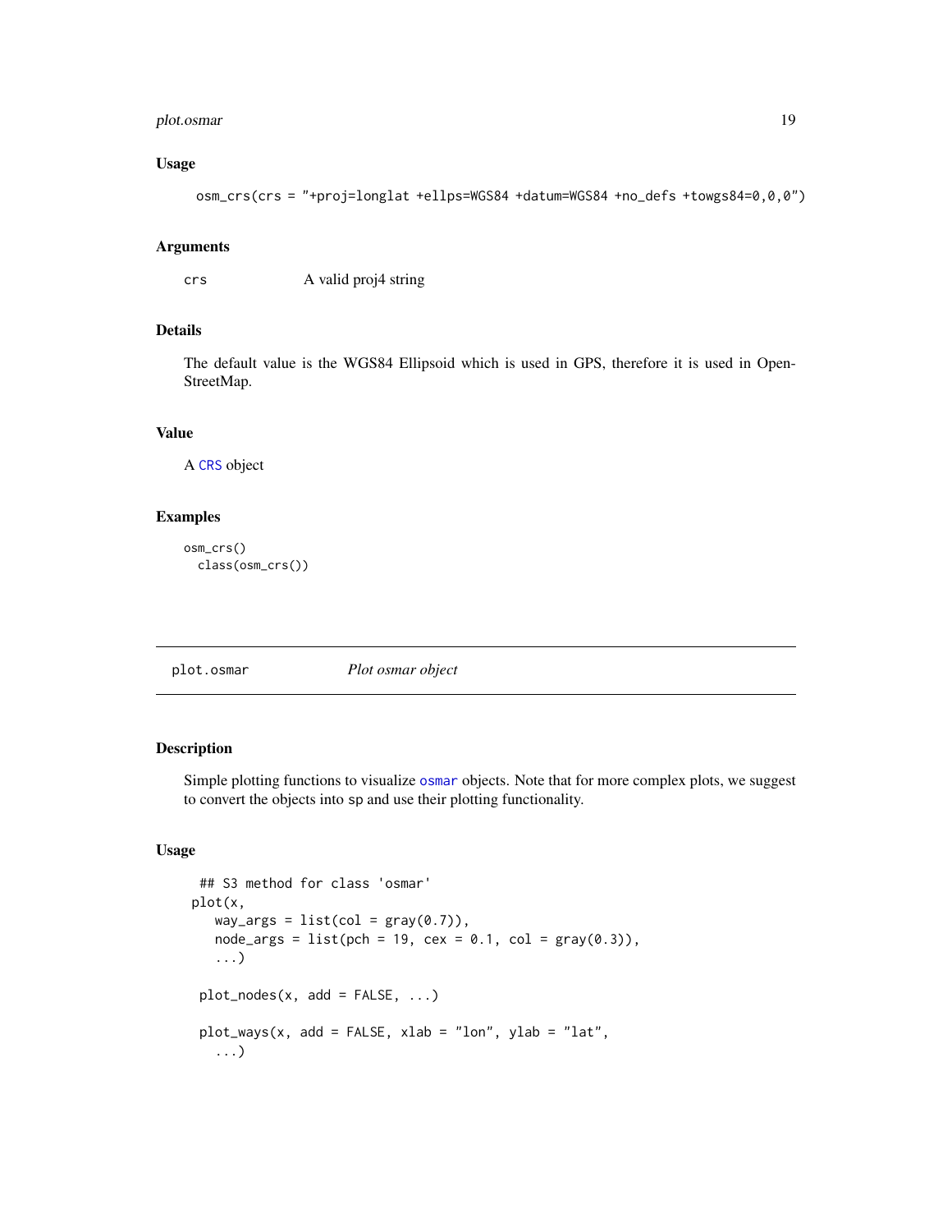### Usage

```
osm_crs(crs = "+proj=longlat +ellps=WGS84 +datum=WGS84 +no_defs +towgs84=0,0,0")
```

### Arguments

| | |
|---|---|
| crs | A valid proj4 string |

### Details

The default value is the WGS84 Ellipsoid which is used in GPS, therefore it is used in OpenStreetMap.

### Value

A CRS object

### Examples

```
osm_crs()
  class(osm_crs())
```

---

## plot.osmar    *Plot osmar object*

### Description

Simple plotting functions to visualize osmar objects. Note that for more complex plots, we suggest to convert the objects into sp and use their plotting functionality.

### Usage

```
 ## S3 method for class 'osmar'
plot(x,
   way_args = list(col = gray(0.7)),
   node_args = list(pch = 19, cex = 0.1, col = gray(0.3)),
   ...)

 plot_nodes(x, add = FALSE, ...)

 plot_ways(x, add = FALSE, xlab = "lon", ylab = "lat",
   ...)
```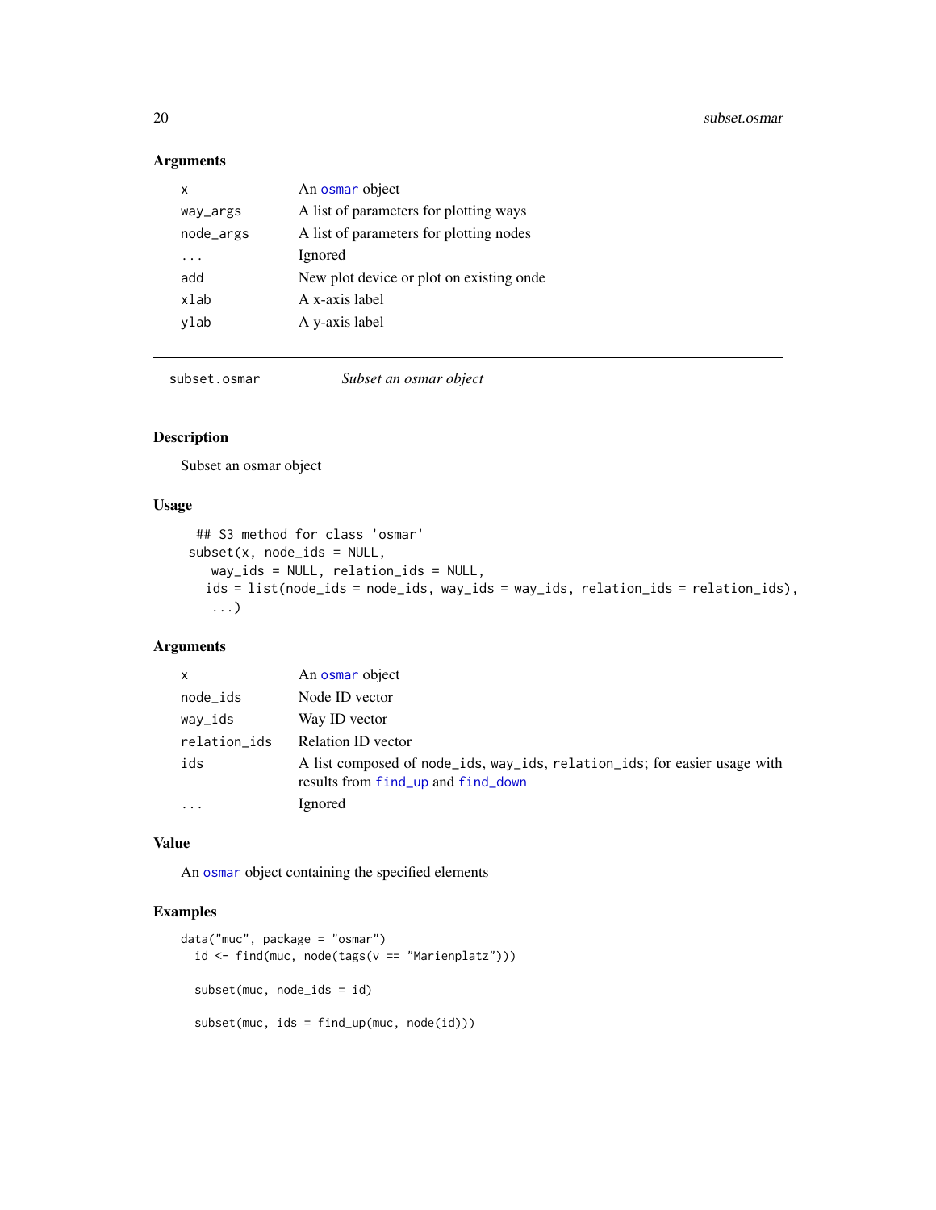### Arguments

| | |
|---|---|
| x | An osmar object |
| way_args | A list of parameters for plotting ways |
| node_args | A list of parameters for plotting nodes |
| ... | Ignored |
| add | New plot device or plot on existing onde |
| xlab | A x-axis label |
| ylab | A y-axis label |

---

## subset.osmar — *Subset an osmar object*

### Description

Subset an osmar object

### Usage

```
## S3 method for class 'osmar'
subset(x, node_ids = NULL,
  way_ids = NULL, relation_ids = NULL,
  ids = list(node_ids = node_ids, way_ids = way_ids, relation_ids = relation_ids),
  ...)
```

### Arguments

| | |
|---|---|
| x | An osmar object |
| node_ids | Node ID vector |
| way_ids | Way ID vector |
| relation_ids | Relation ID vector |
| ids | A list composed of node_ids, way_ids, relation_ids; for easier usage with results from find_up and find_down |
| ... | Ignored |

### Value

An osmar object containing the specified elements

### Examples

```
data("muc", package = "osmar")
  id <- find(muc, node(tags(v == "Marienplatz")))

  subset(muc, node_ids = id)

  subset(muc, ids = find_up(muc, node(id)))
```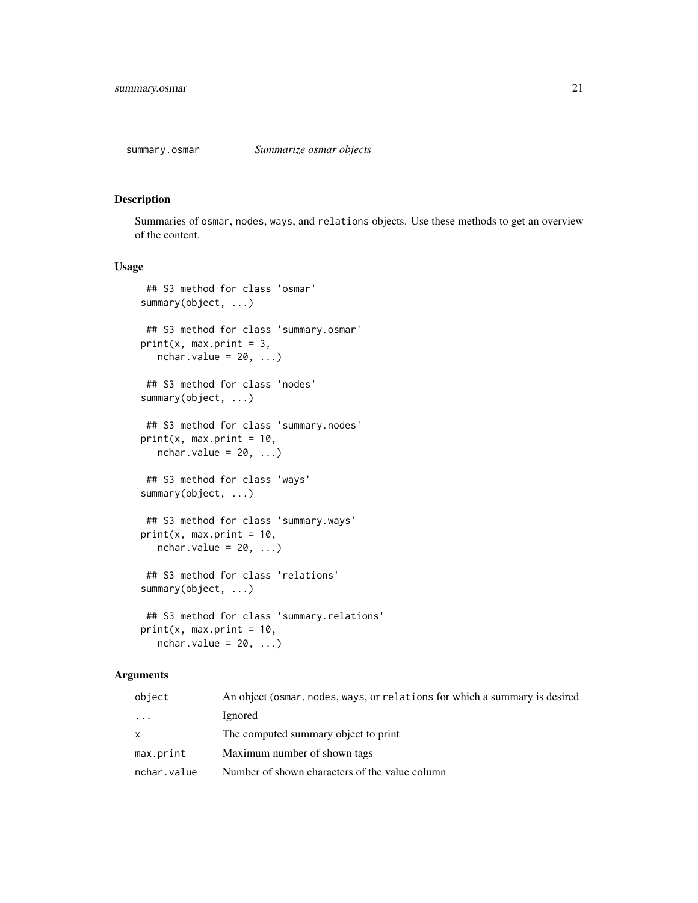# summary.osmar *Summarize osmar objects*

## Description

Summaries of `osmar`, `nodes`, `ways`, and `relations` objects. Use these methods to get an overview of the content.

## Usage

```
## S3 method for class 'osmar'
summary(object, ...)

## S3 method for class 'summary.osmar'
print(x, max.print = 3,
  nchar.value = 20, ...)

## S3 method for class 'nodes'
summary(object, ...)

## S3 method for class 'summary.nodes'
print(x, max.print = 10,
  nchar.value = 20, ...)

## S3 method for class 'ways'
summary(object, ...)

## S3 method for class 'summary.ways'
print(x, max.print = 10,
  nchar.value = 20, ...)

## S3 method for class 'relations'
summary(object, ...)

## S3 method for class 'summary.relations'
print(x, max.print = 10,
  nchar.value = 20, ...)
```

## Arguments

| | |
|---|---|
| `object` | An object (`osmar`, `nodes`, `ways`, or `relations` for which a summary is desired |
| `...` | Ignored |
| `x` | The computed summary object to print |
| `max.print` | Maximum number of shown tags |
| `nchar.value` | Number of shown characters of the value column |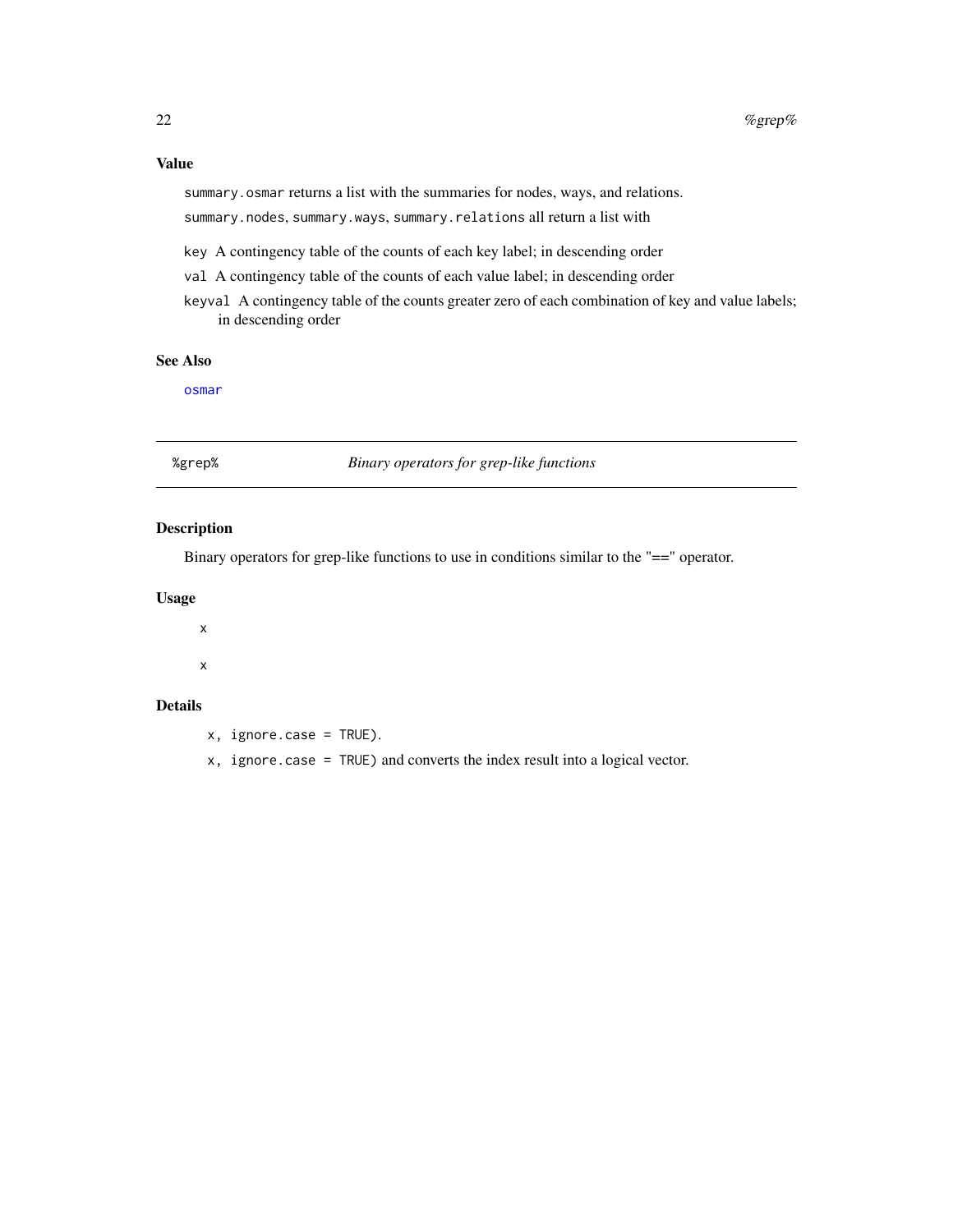### Value

`summary.osmar` returns a list with the summaries for nodes, ways, and relations.

`summary.nodes`, `summary.ways`, `summary.relations` all return a list with

- `key` A contingency table of the counts of each key label; in descending order
- `val` A contingency table of the counts of each value label; in descending order
- `keyval` A contingency table of the counts greater zero of each combination of key and value labels; in descending order

### See Also

`osmar`

---

## %grep% *Binary operators for grep-like functions*

### Description

Binary operators for grep-like functions to use in conditions similar to the "==" operator.

### Usage

```
x

x
```

### Details

`x, ignore.case = TRUE)`.

`x, ignore.case = TRUE)` and converts the index result into a logical vector.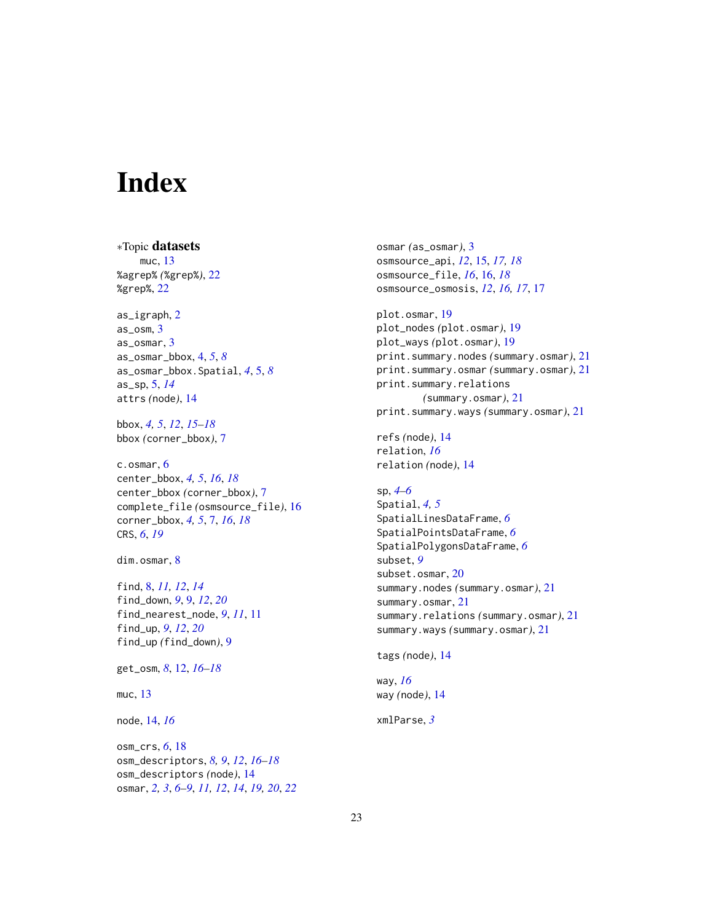# Index

∗Topic **datasets**
muc, 13
%agrep% *(*%grep%*)*, 22
%grep%, 22

as_igraph, 2
as_osm, 3
as_osmar, 3
as_osmar_bbox, 4, *5*, *8*
as_osmar_bbox.Spatial, *4*, 5, *8*
as_sp, 5, *14*
attrs *(*node*)*, 14

bbox, *4, 5*, *12*, *15–18*
bbox *(*corner_bbox*)*, 7

c.osmar, 6
center_bbox, *4, 5*, *16*, *18*
center_bbox *(*corner_bbox*)*, 7
complete_file *(*osmsource_file*)*, 16
corner_bbox, *4, 5*, 7, *16*, *18*
CRS, *6*, *19*

dim.osmar, 8

find, 8, *11, 12*, *14*
find_down, *9*, 9, *12*, *20*
find_nearest_node, *9*, *11*, 11
find_up, *9*, *12*, *20*
find_up *(*find_down*)*, 9

get_osm, *8*, 12, *16–18*

muc, 13

node, 14, *16*

osm_crs, *6*, 18
osm_descriptors, *8, 9*, *12*, *16–18*
osm_descriptors *(*node*)*, 14
osmar, *2, 3*, *6–9*, *11, 12*, *14*, *19, 20*, *22*
osmar *(*as_osmar*)*, 3
osmsource_api, *12*, 15, *17, 18*
osmsource_file, *16*, 16, *18*
osmsource_osmosis, *12*, *16, 17*, 17

plot.osmar, 19
plot_nodes *(*plot.osmar*)*, 19
plot_ways *(*plot.osmar*)*, 19
print.summary.nodes *(*summary.osmar*)*, 21
print.summary.osmar *(*summary.osmar*)*, 21
print.summary.relations *(*summary.osmar*)*, 21
print.summary.ways *(*summary.osmar*)*, 21

refs *(*node*)*, 14
relation, *16*
relation *(*node*)*, 14

sp, *4–6*
Spatial, *4, 5*
SpatialLinesDataFrame, *6*
SpatialPointsDataFrame, *6*
SpatialPolygonsDataFrame, *6*
subset, *9*
subset.osmar, 20
summary.nodes *(*summary.osmar*)*, 21
summary.osmar, 21
summary.relations *(*summary.osmar*)*, 21
summary.ways *(*summary.osmar*)*, 21

tags *(*node*)*, 14

way, *16*
way *(*node*)*, 14

xmlParse, *3*